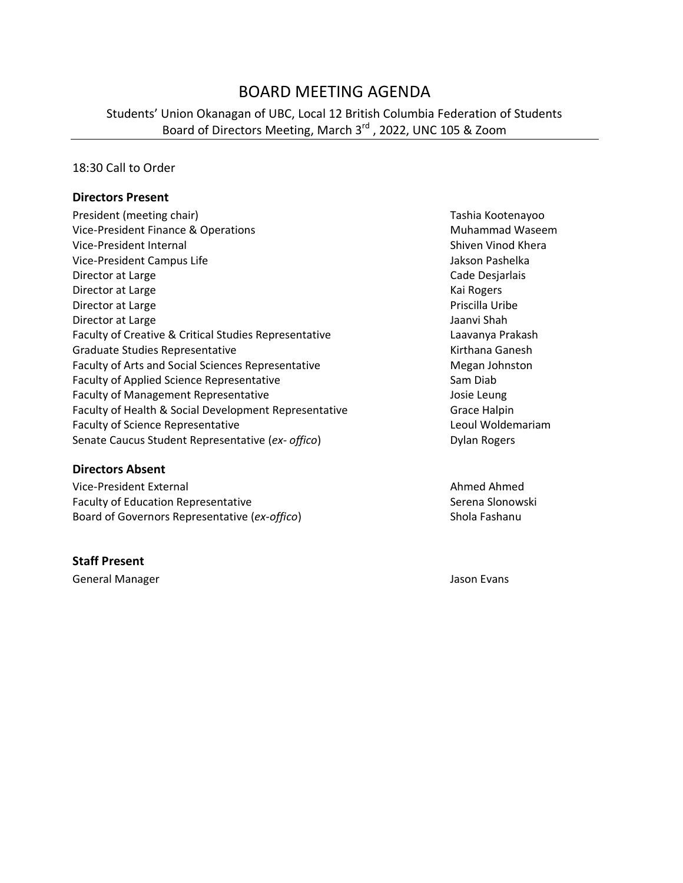# BOARD MEETING AGENDA

Students' Union Okanagan of UBC, Local 12 British Columbia Federation of Students
Board of Directors Meeting, March 3rd , 2022, UNC 105 & Zoom

18:30 Call to Order

**Directors Present**

| | |
|---|---|
| President (meeting chair) | Tashia Kootenayoo |
| Vice-President Finance & Operations | Muhammad Waseem |
| Vice-President Internal | Shiven Vinod Khera |
| Vice-President Campus Life | Jakson Pashelka |
| Director at Large | Cade Desjarlais |
| Director at Large | Kai Rogers |
| Director at Large | Priscilla Uribe |
| Director at Large | Jaanvi Shah |
| Faculty of Creative & Critical Studies Representative | Laavanya Prakash |
| Graduate Studies Representative | Kirthana Ganesh |
| Faculty of Arts and Social Sciences Representative | Megan Johnston |
| Faculty of Applied Science Representative | Sam Diab |
| Faculty of Management Representative | Josie Leung |
| Faculty of Health & Social Development Representative | Grace Halpin |
| Faculty of Science Representative | Leoul Woldemariam |
| Senate Caucus Student Representative (*ex- offico*) | Dylan Rogers |

**Directors Absent**

| | |
|---|---|
| Vice-President External | Ahmed Ahmed |
| Faculty of Education Representative | Serena Slonowski |
| Board of Governors Representative (*ex-offico*) | Shola Fashanu |

**Staff Present**

| | |
|---|---|
| General Manager | Jason Evans |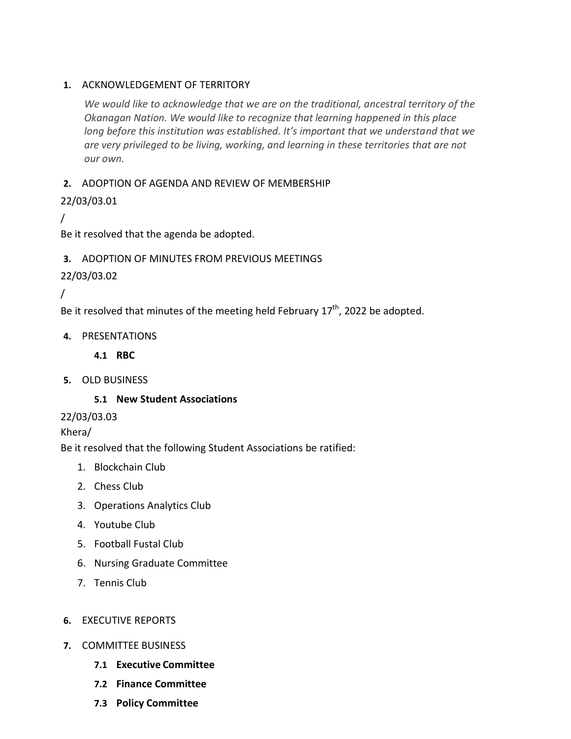1. ACKNOWLEDGEMENT OF TERRITORY

*We would like to acknowledge that we are on the traditional, ancestral territory of the Okanagan Nation. We would like to recognize that learning happened in this place long before this institution was established. It's important that we understand that we are very privileged to be living, working, and learning in these territories that are not our own.*

2. ADOPTION OF AGENDA AND REVIEW OF MEMBERSHIP

22/03/03.01

/

Be it resolved that the agenda be adopted.

3. ADOPTION OF MINUTES FROM PREVIOUS MEETINGS

22/03/03.02

/

Be it resolved that minutes of the meeting held February 17th, 2022 be adopted.

4. PRESENTATIONS

   **4.1 RBC**

5. OLD BUSINESS

   **5.1 New Student Associations**

22/03/03.03

Khera/

Be it resolved that the following Student Associations be ratified:

1. Blockchain Club
2. Chess Club
3. Operations Analytics Club
4. Youtube Club
5. Football Fustal Club
6. Nursing Graduate Committee
7. Tennis Club

6. EXECUTIVE REPORTS

7. COMMITTEE BUSINESS

   **7.1 Executive Committee**

   **7.2 Finance Committee**

   **7.3 Policy Committee**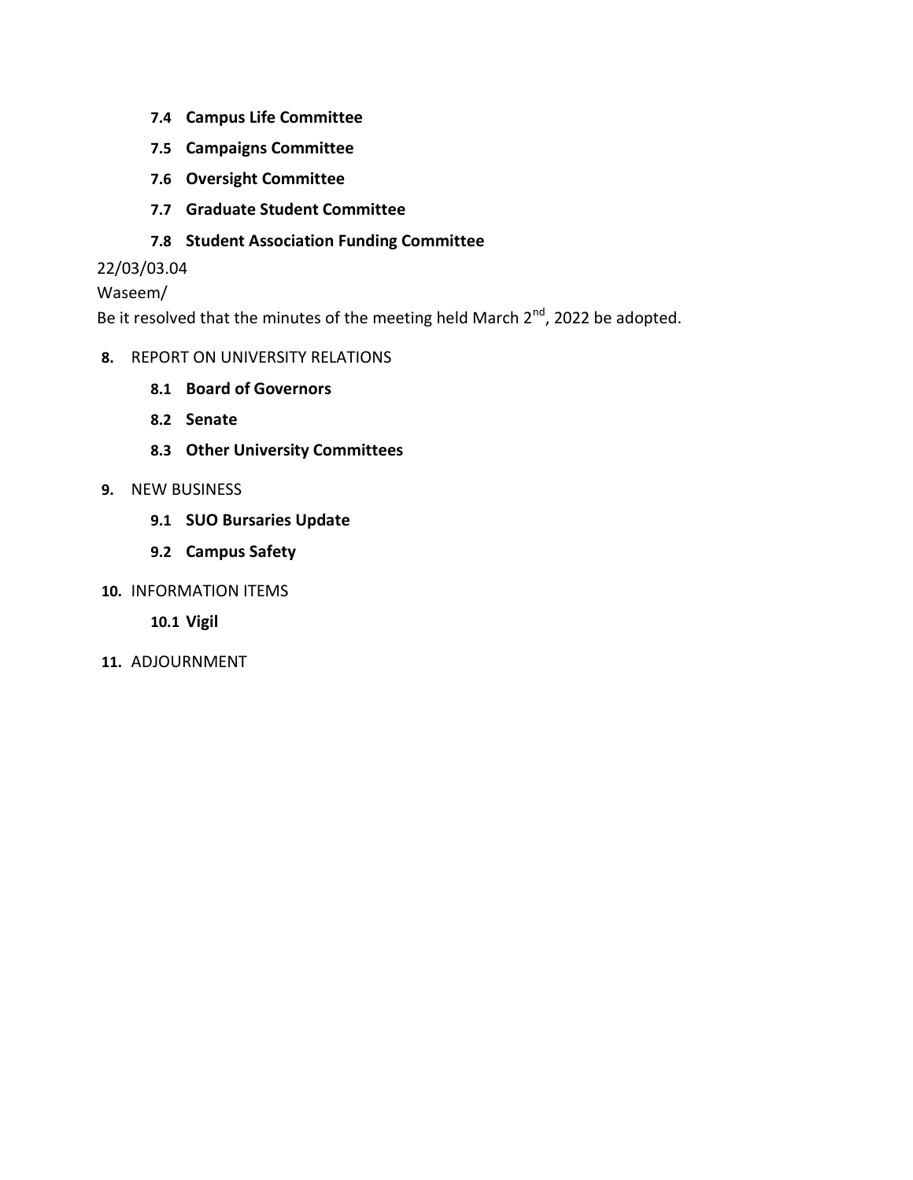**7.4 Campus Life Committee**

**7.5 Campaigns Committee**

**7.6 Oversight Committee**

**7.7 Graduate Student Committee**

**7.8 Student Association Funding Committee**

22/03/03.04

Waseem/

Be it resolved that the minutes of the meeting held March 2nd, 2022 be adopted.

**8.** REPORT ON UNIVERSITY RELATIONS

**8.1 Board of Governors**

**8.2 Senate**

**8.3 Other University Committees**

**9.** NEW BUSINESS

**9.1 SUO Bursaries Update**

**9.2 Campus Safety**

**10.** INFORMATION ITEMS

**10.1 Vigil**

**11.** ADJOURNMENT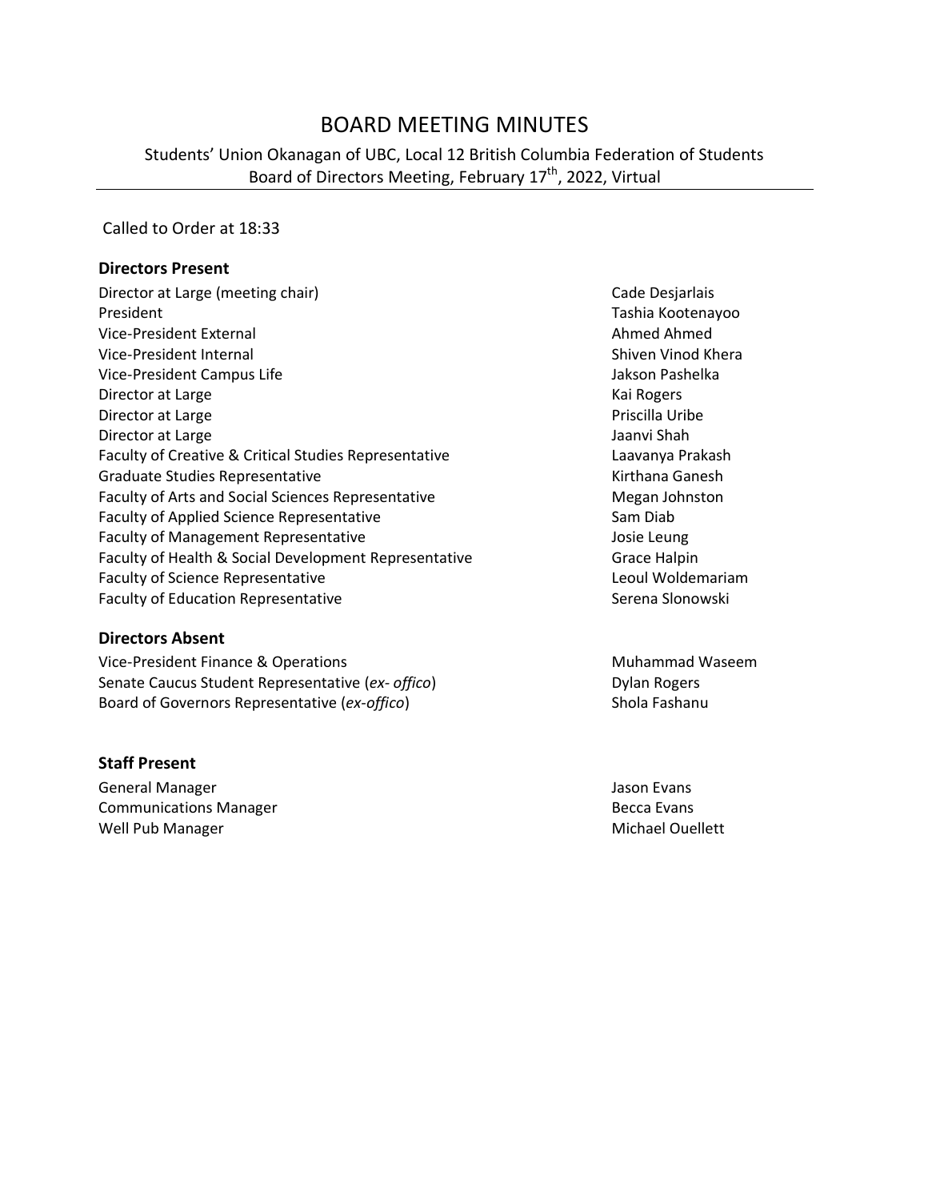# BOARD MEETING MINUTES

Students' Union Okanagan of UBC, Local 12 British Columbia Federation of Students
Board of Directors Meeting, February 17th, 2022, Virtual

Called to Order at 18:33

### Directors Present

| | |
|---|---|
| Director at Large (meeting chair) | Cade Desjarlais |
| President | Tashia Kootenayoo |
| Vice-President External | Ahmed Ahmed |
| Vice-President Internal | Shiven Vinod Khera |
| Vice-President Campus Life | Jakson Pashelka |
| Director at Large | Kai Rogers |
| Director at Large | Priscilla Uribe |
| Director at Large | Jaanvi Shah |
| Faculty of Creative & Critical Studies Representative | Laavanya Prakash |
| Graduate Studies Representative | Kirthana Ganesh |
| Faculty of Arts and Social Sciences Representative | Megan Johnston |
| Faculty of Applied Science Representative | Sam Diab |
| Faculty of Management Representative | Josie Leung |
| Faculty of Health & Social Development Representative | Grace Halpin |
| Faculty of Science Representative | Leoul Woldemariam |
| Faculty of Education Representative | Serena Slonowski |

### Directors Absent

| | |
|---|---|
| Vice-President Finance & Operations | Muhammad Waseem |
| Senate Caucus Student Representative (*ex- offico*) | Dylan Rogers |
| Board of Governors Representative (*ex-offico*) | Shola Fashanu |

### Staff Present

| | |
|---|---|
| General Manager | Jason Evans |
| Communications Manager | Becca Evans |
| Well Pub Manager | Michael Ouellett |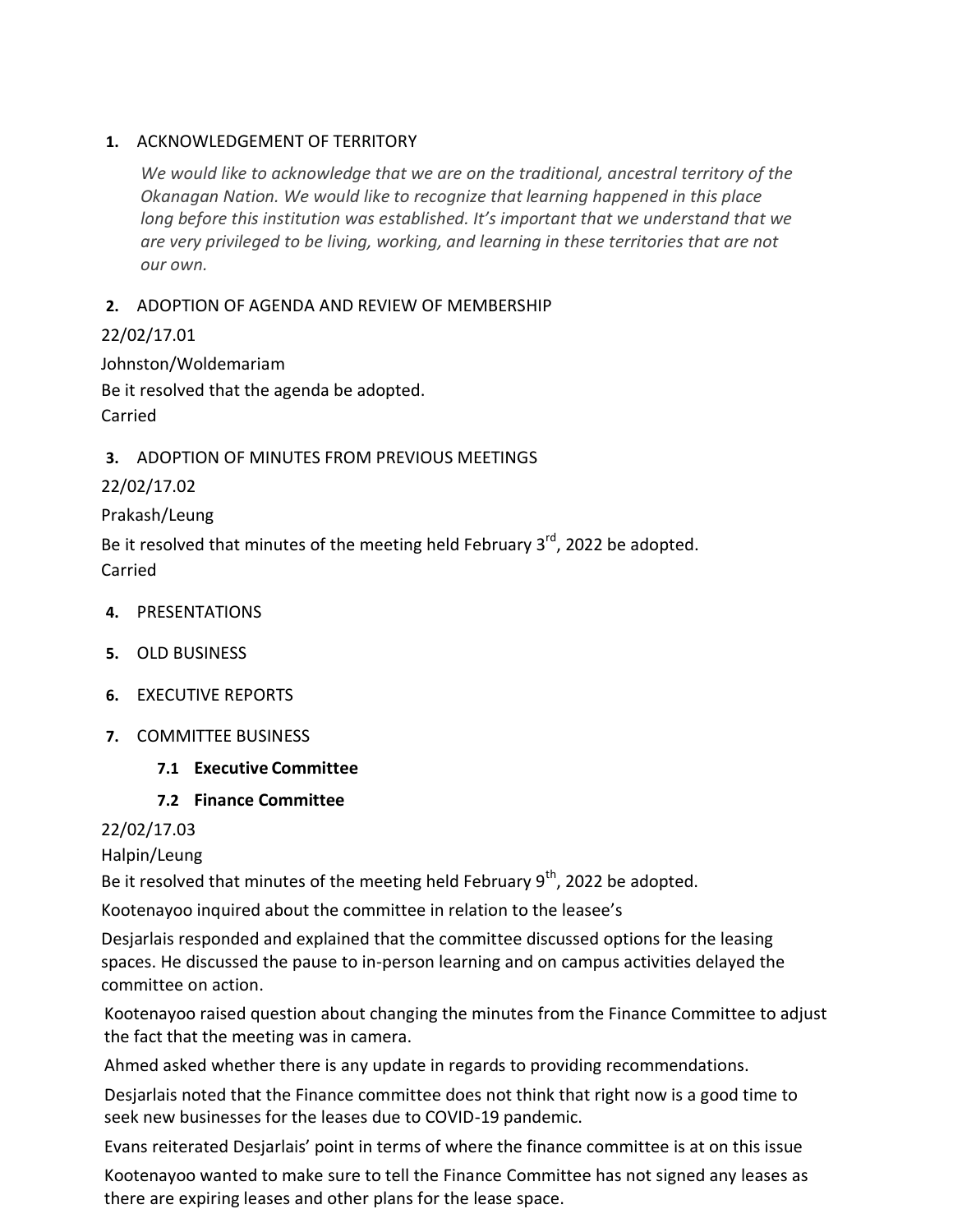## 1. ACKNOWLEDGEMENT OF TERRITORY

*We would like to acknowledge that we are on the traditional, ancestral territory of the Okanagan Nation. We would like to recognize that learning happened in this place long before this institution was established. It's important that we understand that we are very privileged to be living, working, and learning in these territories that are not our own.*

## 2. ADOPTION OF AGENDA AND REVIEW OF MEMBERSHIP

22/02/17.01

Johnston/Woldemariam

Be it resolved that the agenda be adopted.

Carried

## 3. ADOPTION OF MINUTES FROM PREVIOUS MEETINGS

22/02/17.02

Prakash/Leung

Be it resolved that minutes of the meeting held February 3rd, 2022 be adopted.

Carried

## 4. PRESENTATIONS

## 5. OLD BUSINESS

## 6. EXECUTIVE REPORTS

## 7. COMMITTEE BUSINESS

### 7.1 Executive Committee

### 7.2 Finance Committee

22/02/17.03

Halpin/Leung

Be it resolved that minutes of the meeting held February 9th, 2022 be adopted.

Kootenayoo inquired about the committee in relation to the leasee's

Desjarlais responded and explained that the committee discussed options for the leasing spaces. He discussed the pause to in-person learning and on campus activities delayed the committee on action.

Kootenayoo raised question about changing the minutes from the Finance Committee to adjust the fact that the meeting was in camera.

Ahmed asked whether there is any update in regards to providing recommendations.

Desjarlais noted that the Finance committee does not think that right now is a good time to seek new businesses for the leases due to COVID-19 pandemic.

Evans reiterated Desjarlais' point in terms of where the finance committee is at on this issue

Kootenayoo wanted to make sure to tell the Finance Committee has not signed any leases as there are expiring leases and other plans for the lease space.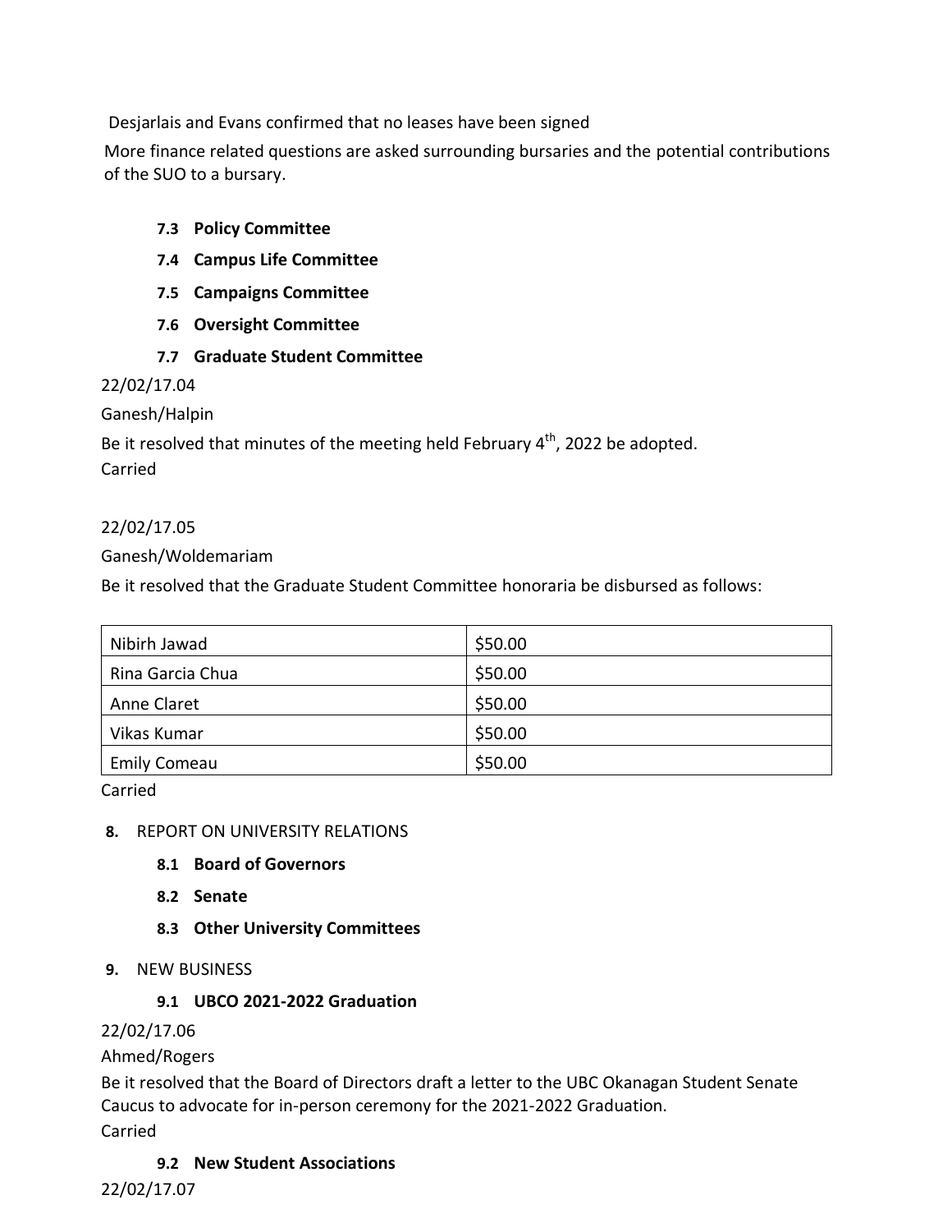Desjarlais and Evans confirmed that no leases have been signed

More finance related questions are asked surrounding bursaries and the potential contributions of the SUO to a bursary.

**7.3 Policy Committee**

**7.4 Campus Life Committee**

**7.5 Campaigns Committee**

**7.6 Oversight Committee**

**7.7 Graduate Student Committee**

22/02/17.04

Ganesh/Halpin

Be it resolved that minutes of the meeting held February 4th, 2022 be adopted.
Carried

22/02/17.05

Ganesh/Woldemariam

Be it resolved that the Graduate Student Committee honoraria be disbursed as follows:

| | |
|---|---|
| Nibirh Jawad | $50.00 |
| Rina Garcia Chua | $50.00 |
| Anne Claret | $50.00 |
| Vikas Kumar | $50.00 |
| Emily Comeau | $50.00 |

Carried

**8.** REPORT ON UNIVERSITY RELATIONS

**8.1 Board of Governors**

**8.2 Senate**

**8.3 Other University Committees**

**9.** NEW BUSINESS

**9.1 UBCO 2021-2022 Graduation**

22/02/17.06

Ahmed/Rogers

Be it resolved that the Board of Directors draft a letter to the UBC Okanagan Student Senate Caucus to advocate for in-person ceremony for the 2021-2022 Graduation.
Carried

**9.2 New Student Associations**

22/02/17.07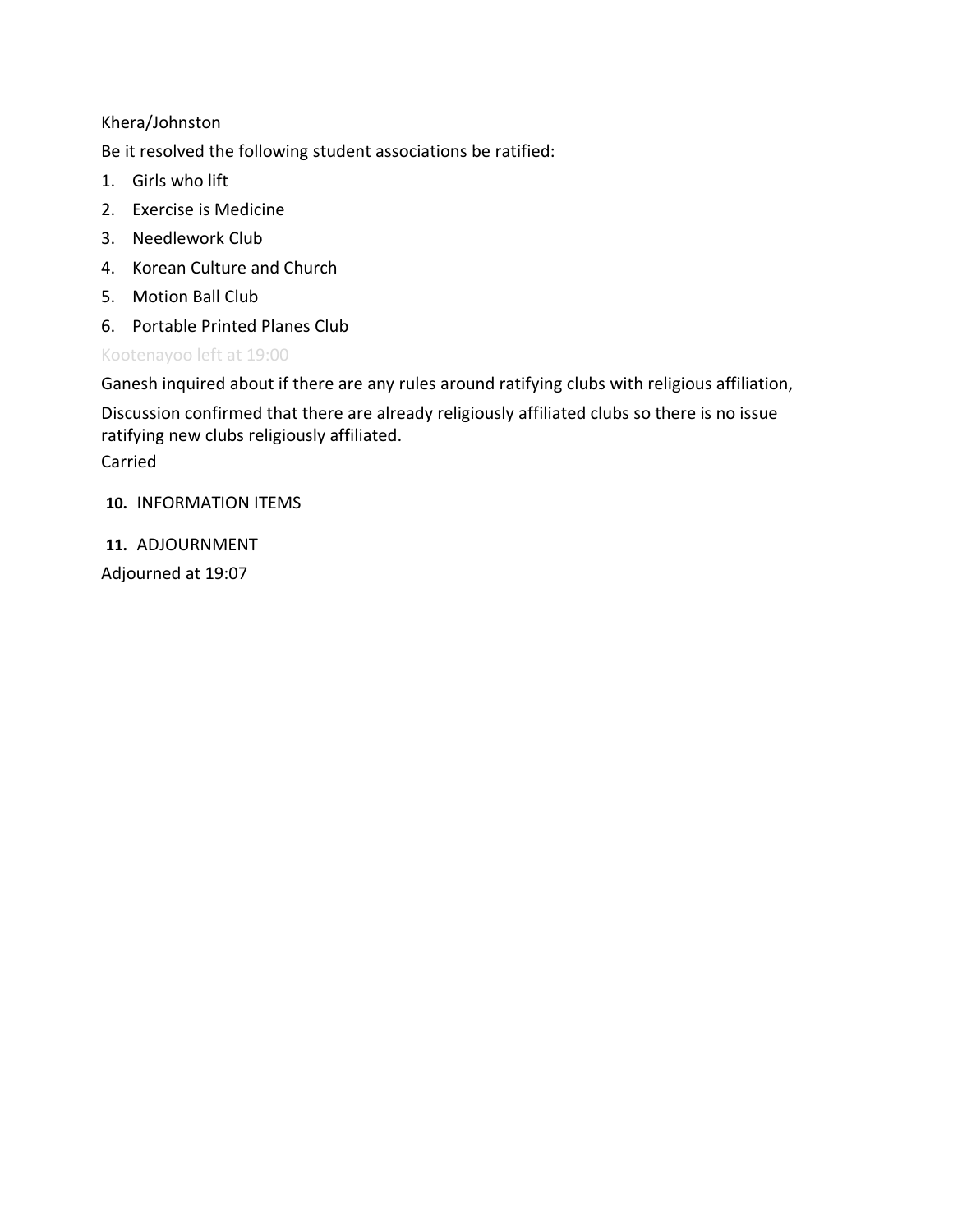Khera/Johnston

Be it resolved the following student associations be ratified:

1. Girls who lift
2. Exercise is Medicine
3. Needlework Club
4. Korean Culture and Church
5. Motion Ball Club
6. Portable Printed Planes Club

Kootenayoo left at 19:00

Ganesh inquired about if there are any rules around ratifying clubs with religious affiliation,

Discussion confirmed that there are already religiously affiliated clubs so there is no issue ratifying new clubs religiously affiliated.

Carried

**10.** INFORMATION ITEMS

**11.** ADJOURNMENT

Adjourned at 19:07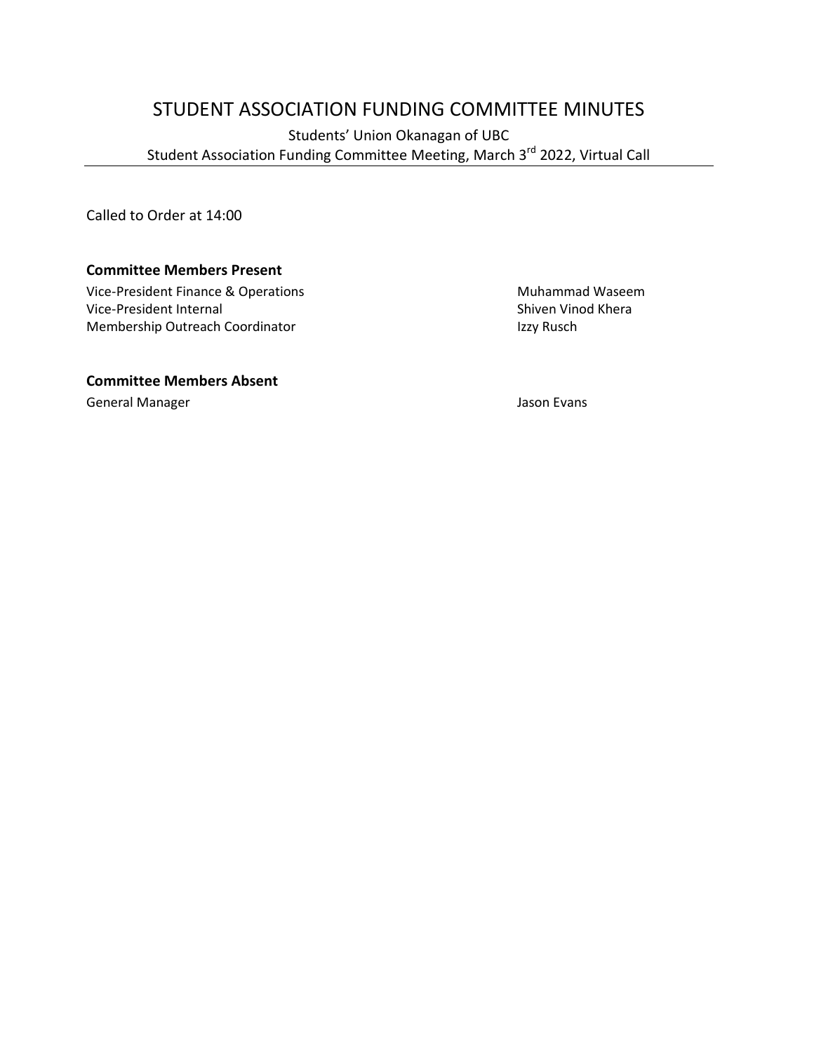# STUDENT ASSOCIATION FUNDING COMMITTEE MINUTES

Students' Union Okanagan of UBC

Student Association Funding Committee Meeting, March 3rd 2022, Virtual Call

---

Called to Order at 14:00

**Committee Members Present**

| | |
|---|---|
| Vice-President Finance & Operations | Muhammad Waseem |
| Vice-President Internal | Shiven Vinod Khera |
| Membership Outreach Coordinator | Izzy Rusch |

**Committee Members Absent**

| | |
|---|---|
| General Manager | Jason Evans |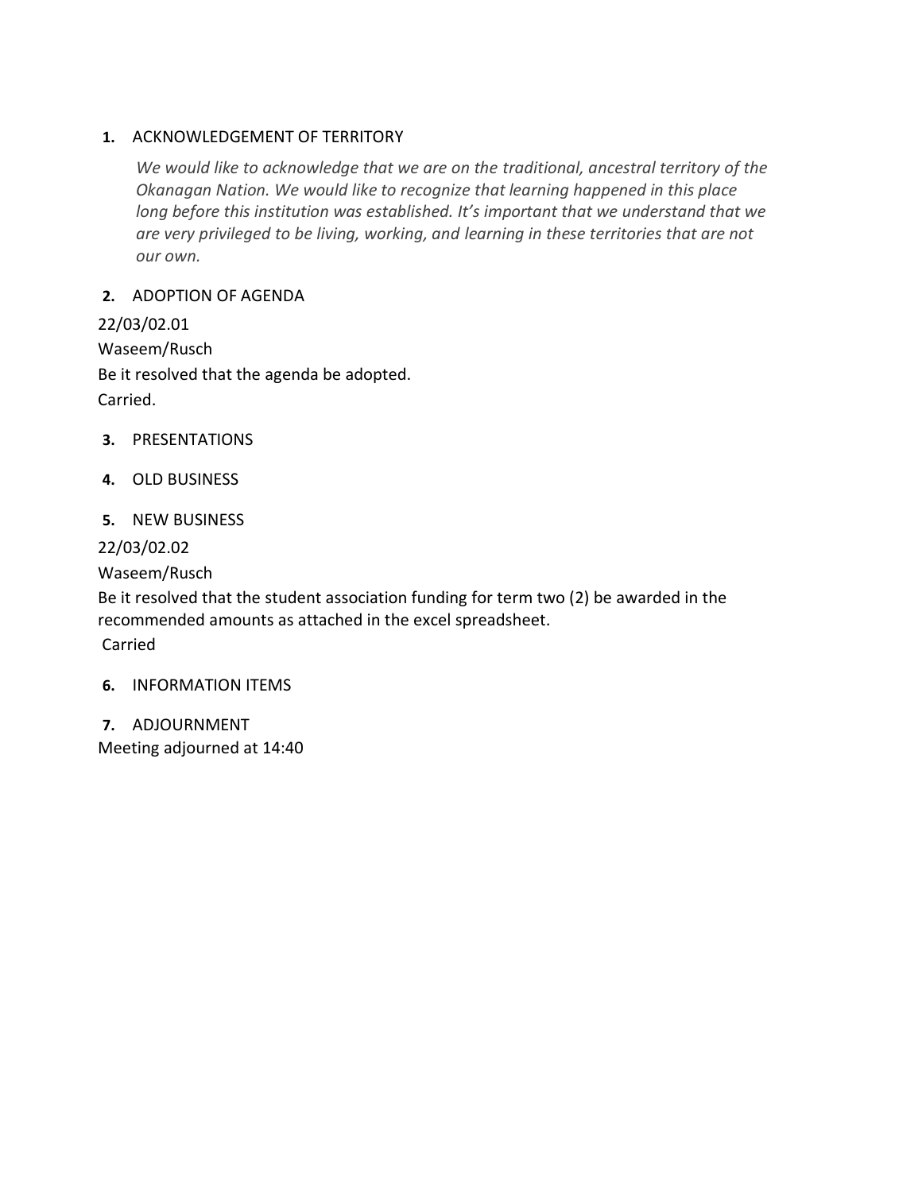1. ACKNOWLEDGEMENT OF TERRITORY

   *We would like to acknowledge that we are on the traditional, ancestral territory of the Okanagan Nation. We would like to recognize that learning happened in this place long before this institution was established. It's important that we understand that we are very privileged to be living, working, and learning in these territories that are not our own.*

2. ADOPTION OF AGENDA

22/03/02.01

Waseem/Rusch

Be it resolved that the agenda be adopted.

Carried.

3. PRESENTATIONS

4. OLD BUSINESS

5. NEW BUSINESS

22/03/02.02

Waseem/Rusch

Be it resolved that the student association funding for term two (2) be awarded in the recommended amounts as attached in the excel spreadsheet.

Carried

6. INFORMATION ITEMS

7. ADJOURNMENT

Meeting adjourned at 14:40